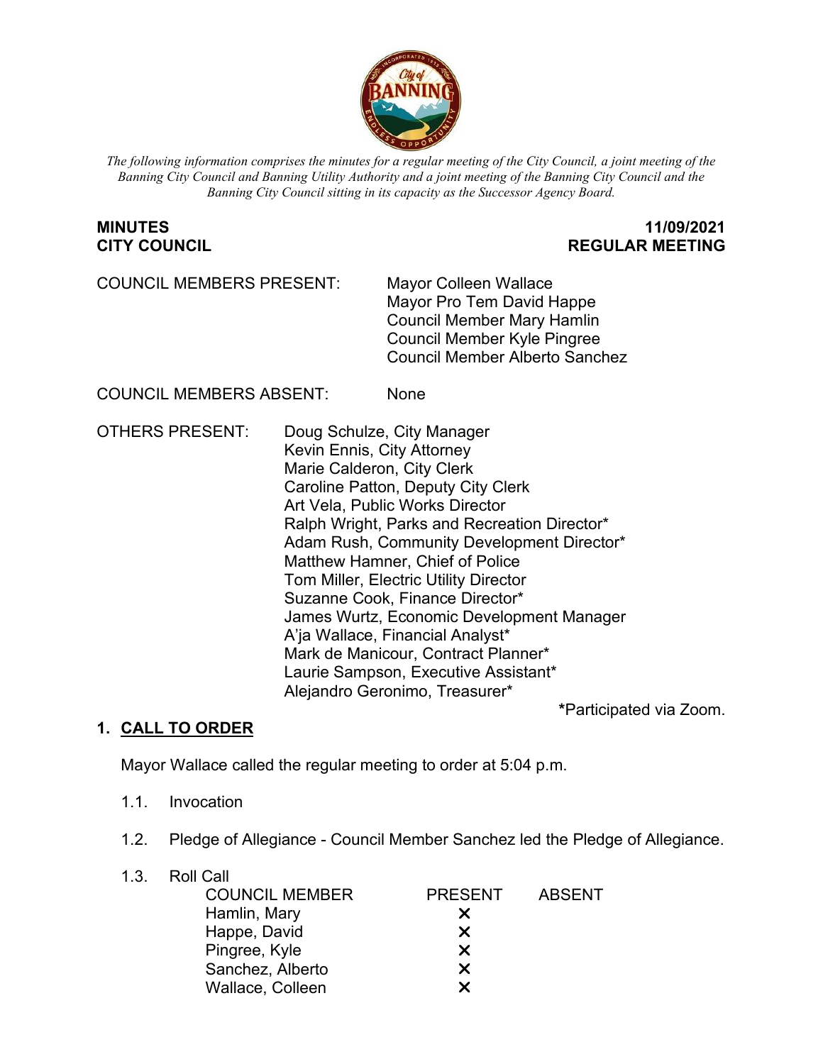*The following information comprises the minutes for a regular meeting of the City Council, a joint meeting of the Banning City Council and Banning Utility Authority and a joint meeting of the Banning City Council and the Banning City Council sitting in its capacity as the Successor Agency Board.*

**MINUTES** **11/09/2021**
**CITY COUNCIL** **REGULAR MEETING**

COUNCIL MEMBERS PRESENT: Mayor Colleen Wallace
Mayor Pro Tem David Happe
Council Member Mary Hamlin
Council Member Kyle Pingree
Council Member Alberto Sanchez

COUNCIL MEMBERS ABSENT: None

OTHERS PRESENT: Doug Schulze, City Manager
Kevin Ennis, City Attorney
Marie Calderon, City Clerk
Caroline Patton, Deputy City Clerk
Art Vela, Public Works Director
Ralph Wright, Parks and Recreation Director*
Adam Rush, Community Development Director*
Matthew Hamner, Chief of Police
Tom Miller, Electric Utility Director
Suzanne Cook, Finance Director*
James Wurtz, Economic Development Manager
A'ja Wallace, Financial Analyst*
Mark de Manicour, Contract Planner*
Laurie Sampson, Executive Assistant*
Alejandro Geronimo, Treasurer*

**\***Participated via Zoom.

## 1. CALL TO ORDER

Mayor Wallace called the regular meeting to order at 5:04 p.m.

1.1. Invocation

1.2. Pledge of Allegiance - Council Member Sanchez led the Pledge of Allegiance.

1.3. Roll Call

| COUNCIL MEMBER | PRESENT | ABSENT |
|---|---|---|
| Hamlin, Mary | ✕ | |
| Happe, David | ✕ | |
| Pingree, Kyle | ✕ | |
| Sanchez, Alberto | ✕ | |
| Wallace, Colleen | ✕ | |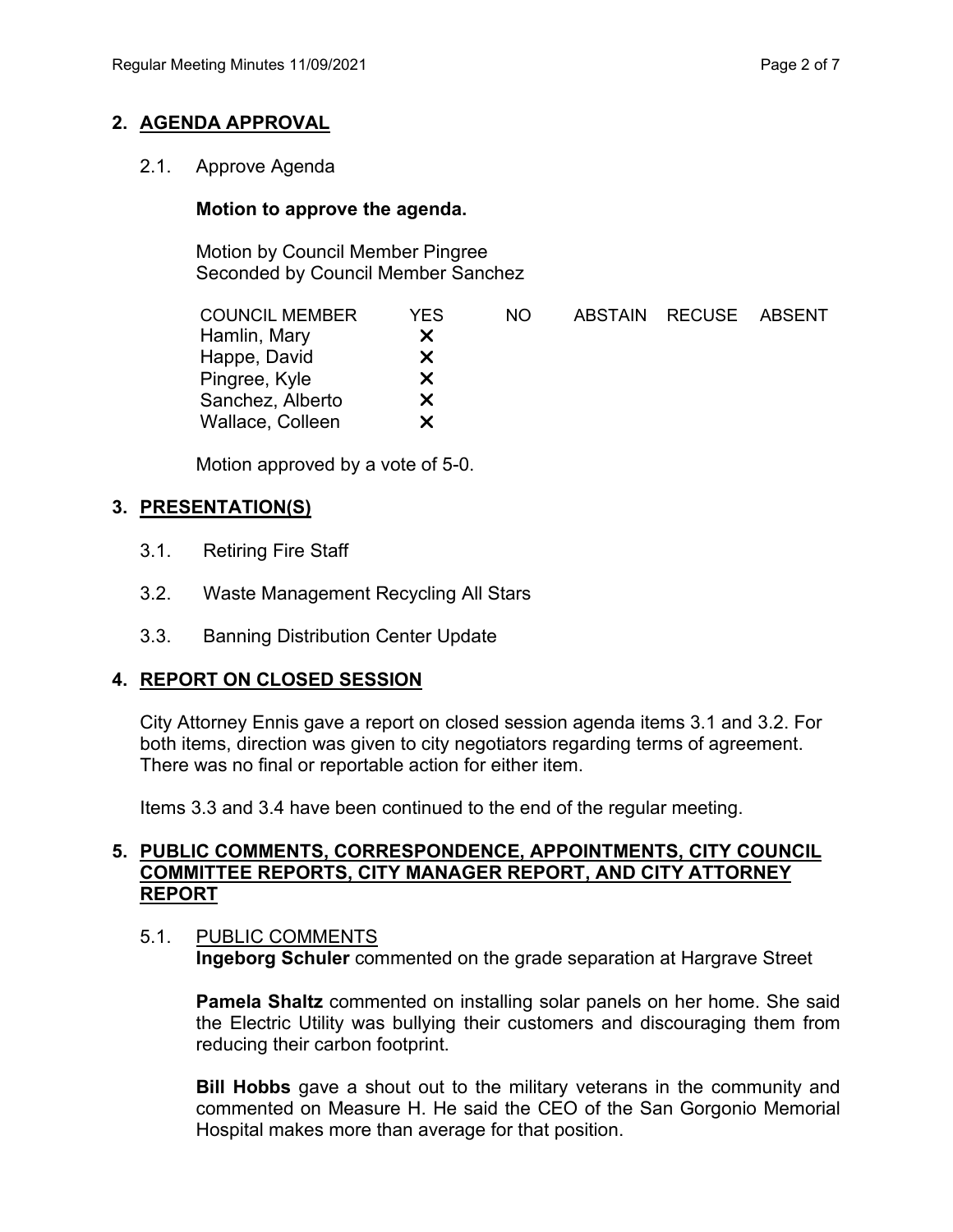## 2. AGENDA APPROVAL

2.1. Approve Agenda

**Motion to approve the agenda.**

Motion by Council Member Pingree
Seconded by Council Member Sanchez

| COUNCIL MEMBER | YES | NO | ABSTAIN | RECUSE | ABSENT |
|---|---|---|---|---|---|
| Hamlin, Mary | X | | | | |
| Happe, David | X | | | | |
| Pingree, Kyle | X | | | | |
| Sanchez, Alberto | X | | | | |
| Wallace, Colleen | X | | | | |

Motion approved by a vote of 5-0.

## 3. PRESENTATION(S)

3.1. Retiring Fire Staff

3.2. Waste Management Recycling All Stars

3.3. Banning Distribution Center Update

## 4. REPORT ON CLOSED SESSION

City Attorney Ennis gave a report on closed session agenda items 3.1 and 3.2. For both items, direction was given to city negotiators regarding terms of agreement. There was no final or reportable action for either item.

Items 3.3 and 3.4 have been continued to the end of the regular meeting.

## 5. PUBLIC COMMENTS, CORRESPONDENCE, APPOINTMENTS, CITY COUNCIL COMMITTEE REPORTS, CITY MANAGER REPORT, AND CITY ATTORNEY REPORT

5.1. PUBLIC COMMENTS

**Ingeborg Schuler** commented on the grade separation at Hargrave Street

**Pamela Shaltz** commented on installing solar panels on her home. She said the Electric Utility was bullying their customers and discouraging them from reducing their carbon footprint.

**Bill Hobbs** gave a shout out to the military veterans in the community and commented on Measure H. He said the CEO of the San Gorgonio Memorial Hospital makes more than average for that position.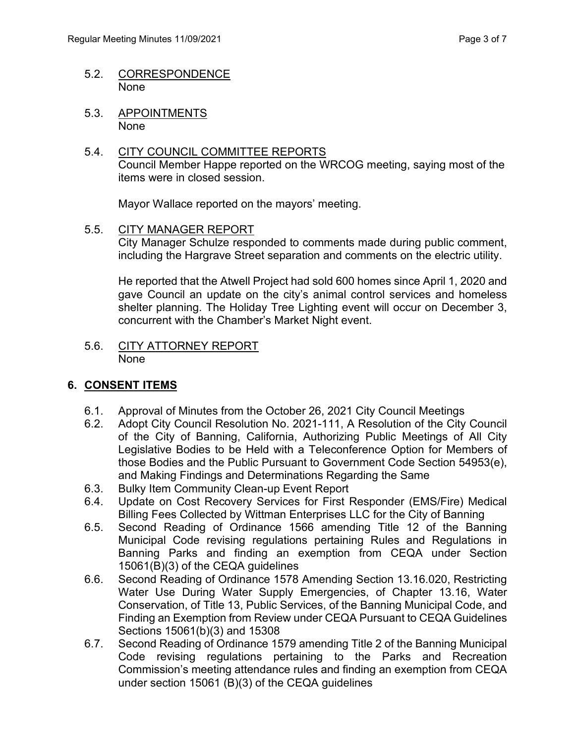5.2. CORRESPONDENCE
None

5.3. APPOINTMENTS
None

5.4. CITY COUNCIL COMMITTEE REPORTS
Council Member Happe reported on the WRCOG meeting, saying most of the items were in closed session.

Mayor Wallace reported on the mayors' meeting.

5.5. CITY MANAGER REPORT
City Manager Schulze responded to comments made during public comment, including the Hargrave Street separation and comments on the electric utility.

He reported that the Atwell Project had sold 600 homes since April 1, 2020 and gave Council an update on the city's animal control services and homeless shelter planning. The Holiday Tree Lighting event will occur on December 3, concurrent with the Chamber's Market Night event.

5.6. CITY ATTORNEY REPORT
None

## 6. CONSENT ITEMS

6.1. Approval of Minutes from the October 26, 2021 City Council Meetings
6.2. Adopt City Council Resolution No. 2021-111, A Resolution of the City Council of the City of Banning, California, Authorizing Public Meetings of All City Legislative Bodies to be Held with a Teleconference Option for Members of those Bodies and the Public Pursuant to Government Code Section 54953(e), and Making Findings and Determinations Regarding the Same
6.3. Bulky Item Community Clean-up Event Report
6.4. Update on Cost Recovery Services for First Responder (EMS/Fire) Medical Billing Fees Collected by Wittman Enterprises LLC for the City of Banning
6.5. Second Reading of Ordinance 1566 amending Title 12 of the Banning Municipal Code revising regulations pertaining Rules and Regulations in Banning Parks and finding an exemption from CEQA under Section 15061(B)(3) of the CEQA guidelines
6.6. Second Reading of Ordinance 1578 Amending Section 13.16.020, Restricting Water Use During Water Supply Emergencies, of Chapter 13.16, Water Conservation, of Title 13, Public Services, of the Banning Municipal Code, and Finding an Exemption from Review under CEQA Pursuant to CEQA Guidelines Sections 15061(b)(3) and 15308
6.7. Second Reading of Ordinance 1579 amending Title 2 of the Banning Municipal Code revising regulations pertaining to the Parks and Recreation Commission's meeting attendance rules and finding an exemption from CEQA under section 15061 (B)(3) of the CEQA guidelines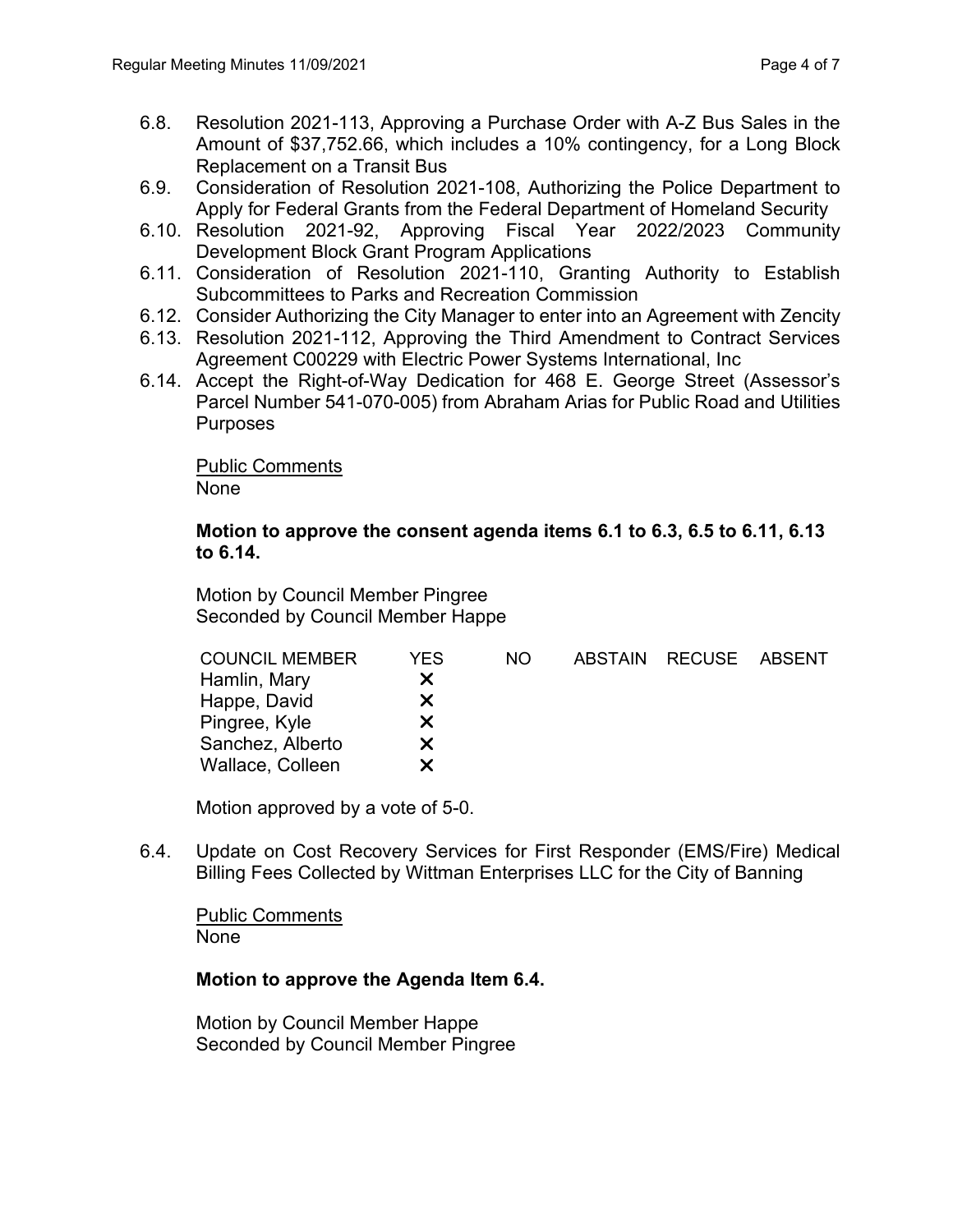6.8. Resolution 2021-113, Approving a Purchase Order with A-Z Bus Sales in the Amount of $37,752.66, which includes a 10% contingency, for a Long Block Replacement on a Transit Bus

6.9. Consideration of Resolution 2021-108, Authorizing the Police Department to Apply for Federal Grants from the Federal Department of Homeland Security

6.10. Resolution 2021-92, Approving Fiscal Year 2022/2023 Community Development Block Grant Program Applications

6.11. Consideration of Resolution 2021-110, Granting Authority to Establish Subcommittees to Parks and Recreation Commission

6.12. Consider Authorizing the City Manager to enter into an Agreement with Zencity

6.13. Resolution 2021-112, Approving the Third Amendment to Contract Services Agreement C00229 with Electric Power Systems International, Inc

6.14. Accept the Right-of-Way Dedication for 468 E. George Street (Assessor's Parcel Number 541-070-005) from Abraham Arias for Public Road and Utilities Purposes

<u>Public Comments</u>
None

**Motion to approve the consent agenda items 6.1 to 6.3, 6.5 to 6.11, 6.13 to 6.14.**

Motion by Council Member Pingree
Seconded by Council Member Happe

| COUNCIL MEMBER | YES | NO | ABSTAIN | RECUSE | ABSENT |
|---|---|---|---|---|---|
| Hamlin, Mary | X | | | | |
| Happe, David | X | | | | |
| Pingree, Kyle | X | | | | |
| Sanchez, Alberto | X | | | | |
| Wallace, Colleen | X | | | | |

Motion approved by a vote of 5-0.

6.4. Update on Cost Recovery Services for First Responder (EMS/Fire) Medical Billing Fees Collected by Wittman Enterprises LLC for the City of Banning

<u>Public Comments</u>
None

**Motion to approve the Agenda Item 6.4.**

Motion by Council Member Happe
Seconded by Council Member Pingree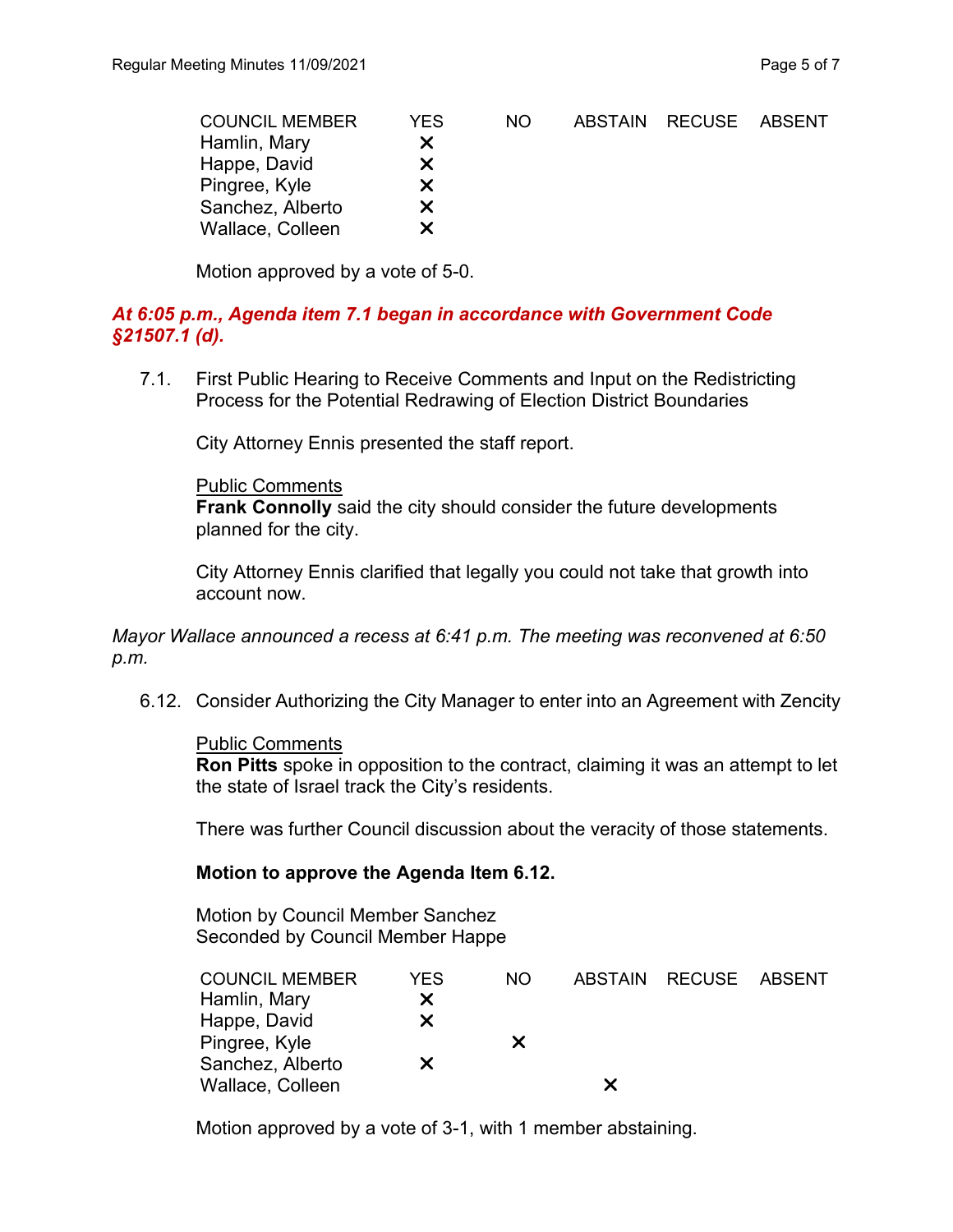| COUNCIL MEMBER | YES | NO | ABSTAIN | RECUSE | ABSENT |
|---|---|---|---|---|---|
| Hamlin, Mary | ✕ | | | | |
| Happe, David | ✕ | | | | |
| Pingree, Kyle | ✕ | | | | |
| Sanchez, Alberto | ✕ | | | | |
| Wallace, Colleen | ✕ | | | | |

Motion approved by a vote of 5-0.

***At 6:05 p.m., Agenda item 7.1 began in accordance with Government Code §21507.1 (d).***

7.1. First Public Hearing to Receive Comments and Input on the Redistricting Process for the Potential Redrawing of Election District Boundaries

City Attorney Ennis presented the staff report.

Public Comments
**Frank Connolly** said the city should consider the future developments planned for the city.

City Attorney Ennis clarified that legally you could not take that growth into account now.

*Mayor Wallace announced a recess at 6:41 p.m. The meeting was reconvened at 6:50 p.m.*

6.12. Consider Authorizing the City Manager to enter into an Agreement with Zencity

Public Comments
**Ron Pitts** spoke in opposition to the contract, claiming it was an attempt to let the state of Israel track the City's residents.

There was further Council discussion about the veracity of those statements.

**Motion to approve the Agenda Item 6.12.**

Motion by Council Member Sanchez
Seconded by Council Member Happe

| COUNCIL MEMBER | YES | NO | ABSTAIN | RECUSE | ABSENT |
|---|---|---|---|---|---|
| Hamlin, Mary | ✕ | | | | |
| Happe, David | ✕ | | | | |
| Pingree, Kyle | | ✕ | | | |
| Sanchez, Alberto | ✕ | | | | |
| Wallace, Colleen | | | ✕ | | |

Motion approved by a vote of 3-1, with 1 member abstaining.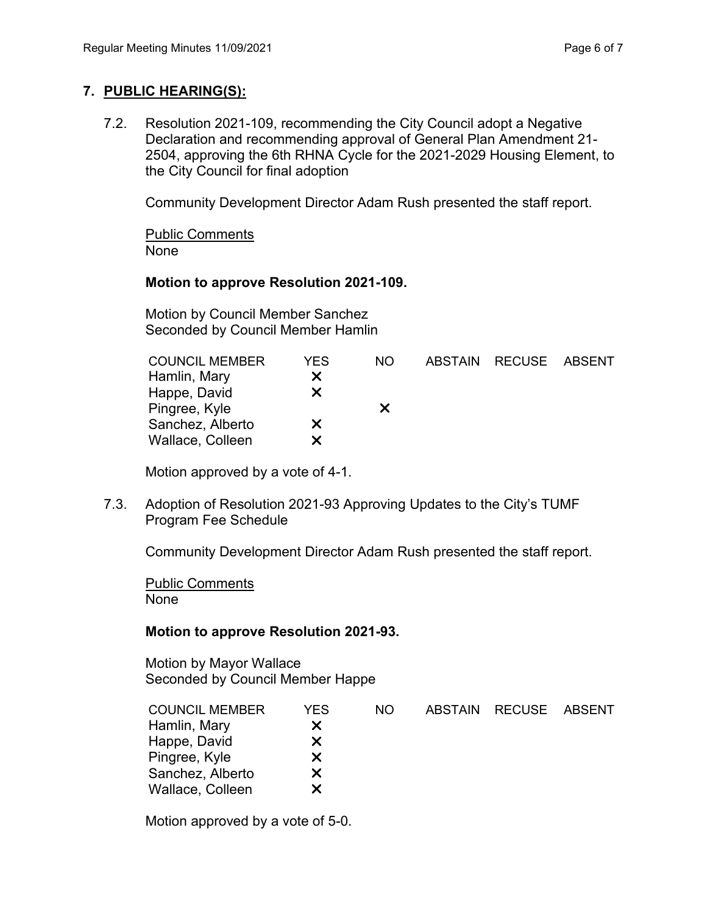## 7. PUBLIC HEARING(S):

7.2. Resolution 2021-109, recommending the City Council adopt a Negative Declaration and recommending approval of General Plan Amendment 21-2504, approving the 6th RHNA Cycle for the 2021-2029 Housing Element, to the City Council for final adoption

Community Development Director Adam Rush presented the staff report.

Public Comments
None

**Motion to approve Resolution 2021-109.**

Motion by Council Member Sanchez
Seconded by Council Member Hamlin

| COUNCIL MEMBER | YES | NO | ABSTAIN | RECUSE | ABSENT |
|---|---|---|---|---|---|
| Hamlin, Mary | ✕ | | | | |
| Happe, David | ✕ | | | | |
| Pingree, Kyle | | ✕ | | | |
| Sanchez, Alberto | ✕ | | | | |
| Wallace, Colleen | ✕ | | | | |

Motion approved by a vote of 4-1.

7.3. Adoption of Resolution 2021-93 Approving Updates to the City's TUMF Program Fee Schedule

Community Development Director Adam Rush presented the staff report.

Public Comments
None

**Motion to approve Resolution 2021-93.**

Motion by Mayor Wallace
Seconded by Council Member Happe

| COUNCIL MEMBER | YES | NO | ABSTAIN | RECUSE | ABSENT |
|---|---|---|---|---|---|
| Hamlin, Mary | ✕ | | | | |
| Happe, David | ✕ | | | | |
| Pingree, Kyle | ✕ | | | | |
| Sanchez, Alberto | ✕ | | | | |
| Wallace, Colleen | ✕ | | | | |

Motion approved by a vote of 5-0.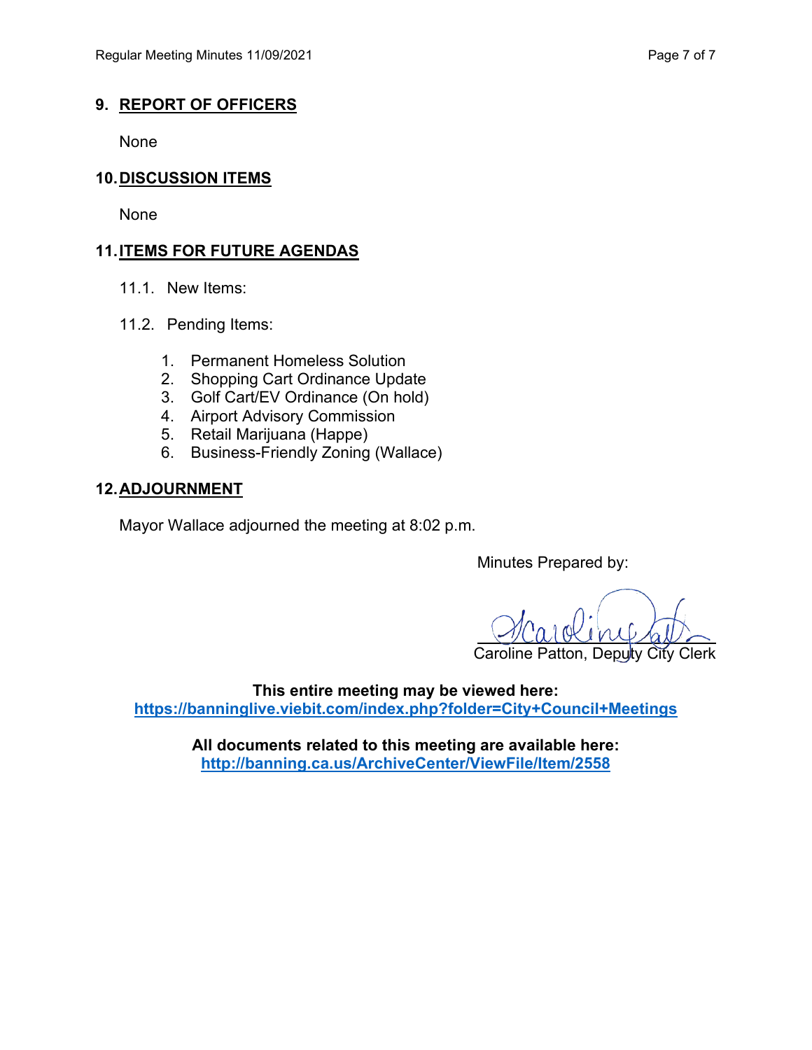## 9. REPORT OF OFFICERS

None

## 10. DISCUSSION ITEMS

None

## 11. ITEMS FOR FUTURE AGENDAS

11.1. New Items:

11.2. Pending Items:

1. Permanent Homeless Solution
2. Shopping Cart Ordinance Update
3. Golf Cart/EV Ordinance (On hold)
4. Airport Advisory Commission
5. Retail Marijuana (Happe)
6. Business-Friendly Zoning (Wallace)

## 12. ADJOURNMENT

Mayor Wallace adjourned the meeting at 8:02 p.m.

Minutes Prepared by:

Caroline Patton, Deputy City Clerk

**This entire meeting may be viewed here:**
**https://banninglive.viebit.com/index.php?folder=City+Council+Meetings**

**All documents related to this meeting are available here:**
**http://banning.ca.us/ArchiveCenter/ViewFile/Item/2558**